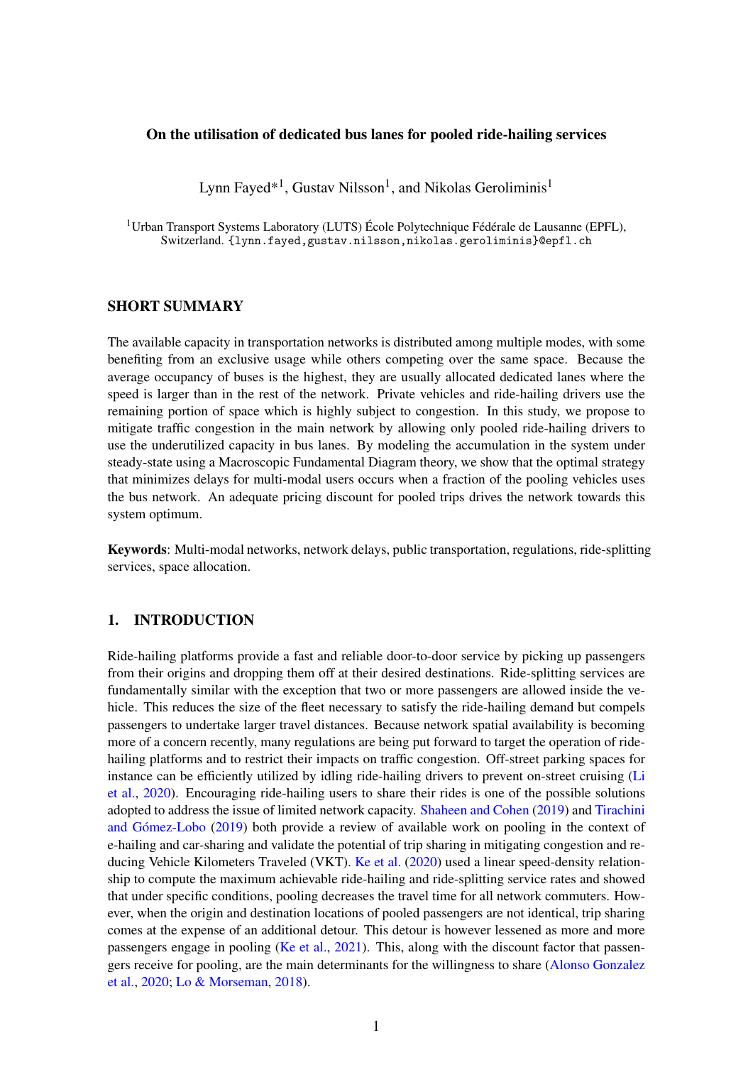# On the utilisation of dedicated bus lanes for pooled ride-hailing services

Lynn Fayed*[1], Gustav Nilsson[1], and Nikolas Geroliminis[1]

[1]Urban Transport Systems Laboratory (LUTS) École Polytechnique Fédérale de Lausanne (EPFL), Switzerland. {lynn.fayed,gustav.nilsson,nikolas.geroliminis}@epfl.ch

## SHORT SUMMARY

The available capacity in transportation networks is distributed among multiple modes, with some benefiting from an exclusive usage while others competing over the same space. Because the average occupancy of buses is the highest, they are usually allocated dedicated lanes where the speed is larger than in the rest of the network. Private vehicles and ride-hailing drivers use the remaining portion of space which is highly subject to congestion. In this study, we propose to mitigate traffic congestion in the main network by allowing only pooled ride-hailing drivers to use the underutilized capacity in bus lanes. By modeling the accumulation in the system under steady-state using a Macroscopic Fundamental Diagram theory, we show that the optimal strategy that minimizes delays for multi-modal users occurs when a fraction of the pooling vehicles uses the bus network. An adequate pricing discount for pooled trips drives the network towards this system optimum.

**Keywords**: Multi-modal networks, network delays, public transportation, regulations, ride-splitting services, space allocation.

## 1. INTRODUCTION

Ride-hailing platforms provide a fast and reliable door-to-door service by picking up passengers from their origins and dropping them off at their desired destinations. Ride-splitting services are fundamentally similar with the exception that two or more passengers are allowed inside the vehicle. This reduces the size of the fleet necessary to satisfy the ride-hailing demand but compels passengers to undertake larger travel distances. Because network spatial availability is becoming more of a concern recently, many regulations are being put forward to target the operation of ride-hailing platforms and to restrict their impacts on traffic congestion. Off-street parking spaces for instance can be efficiently utilized by idling ride-hailing drivers to prevent on-street cruising (Li et al., 2020). Encouraging ride-hailing users to share their rides is one of the possible solutions adopted to address the issue of limited network capacity. Shaheen and Cohen (2019) and Tirachini and Gómez-Lobo (2019) both provide a review of available work on pooling in the context of e-hailing and car-sharing and validate the potential of trip sharing in mitigating congestion and reducing Vehicle Kilometers Traveled (VKT). Ke et al. (2020) used a linear speed-density relationship to compute the maximum achievable ride-hailing and ride-splitting service rates and showed that under specific conditions, pooling decreases the travel time for all network commuters. However, when the origin and destination locations of pooled passengers are not identical, trip sharing comes at the expense of an additional detour. This detour is however lessened as more and more passengers engage in pooling (Ke et al., 2021). This, along with the discount factor that passengers receive for pooling, are the main determinants for the willingness to share (Alonso Gonzalez et al., 2020; Lo & Morseman, 2018).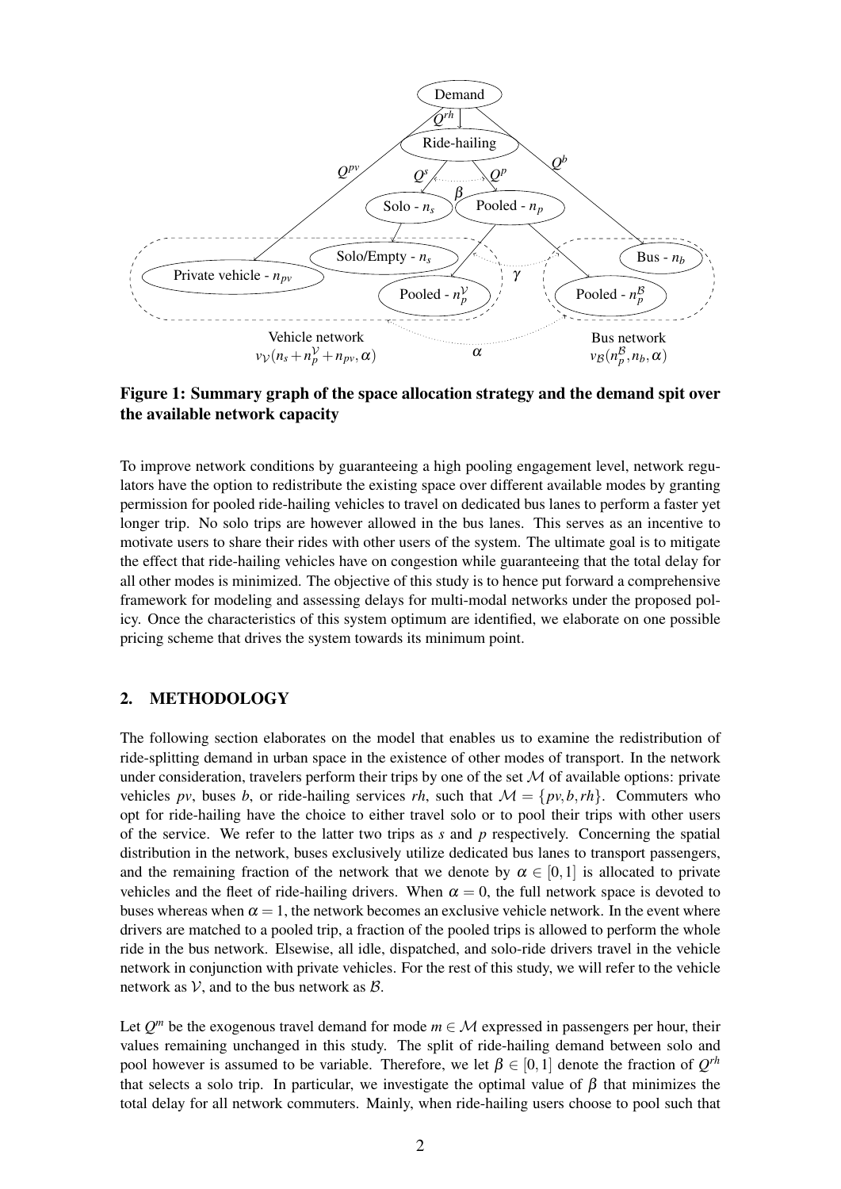**Figure 1: Summary graph of the space allocation strategy and the demand spit over the available network capacity**

To improve network conditions by guaranteeing a high pooling engagement level, network regulators have the option to redistribute the existing space over different available modes by granting permission for pooled ride-hailing vehicles to travel on dedicated bus lanes to perform a faster yet longer trip. No solo trips are however allowed in the bus lanes. This serves as an incentive to motivate users to share their rides with other users of the system. The ultimate goal is to mitigate the effect that ride-hailing vehicles have on congestion while guaranteeing that the total delay for all other modes is minimized. The objective of this study is to hence put forward a comprehensive framework for modeling and assessing delays for multi-modal networks under the proposed policy. Once the characteristics of this system optimum are identified, we elaborate on one possible pricing scheme that drives the system towards its minimum point.

## 2. METHODOLOGY

The following section elaborates on the model that enables us to examine the redistribution of ride-splitting demand in urban space in the existence of other modes of transport. In the network under consideration, travelers perform their trips by one of the set $\mathcal{M}$ of available options: private vehicles $pv$, buses $b$, or ride-hailing services $rh$, such that $\mathcal{M} = \{pv, b, rh\}$. Commuters who opt for ride-hailing have the choice to either travel solo or to pool their trips with other users of the service. We refer to the latter two trips as $s$ and $p$ respectively. Concerning the spatial distribution in the network, buses exclusively utilize dedicated bus lanes to transport passengers, and the remaining fraction of the network that we denote by $\alpha \in [0,1]$ is allocated to private vehicles and the fleet of ride-hailing drivers. When $\alpha = 0$, the full network space is devoted to buses whereas when $\alpha = 1$, the network becomes an exclusive vehicle network. In the event where drivers are matched to a pooled trip, a fraction of the pooled trips is allowed to perform the whole ride in the bus network. Elsewise, all idle, dispatched, and solo-ride drivers travel in the vehicle network in conjunction with private vehicles. For the rest of this study, we will refer to the vehicle network as $\mathcal{V}$, and to the bus network as $\mathcal{B}$.

Let $Q^m$ be the exogenous travel demand for mode $m \in \mathcal{M}$ expressed in passengers per hour, their values remaining unchanged in this study. The split of ride-hailing demand between solo and pool however is assumed to be variable. Therefore, we let $\beta \in [0,1]$ denote the fraction of $Q^{rh}$ that selects a solo trip. In particular, we investigate the optimal value of $\beta$ that minimizes the total delay for all network commuters. Mainly, when ride-hailing users choose to pool such that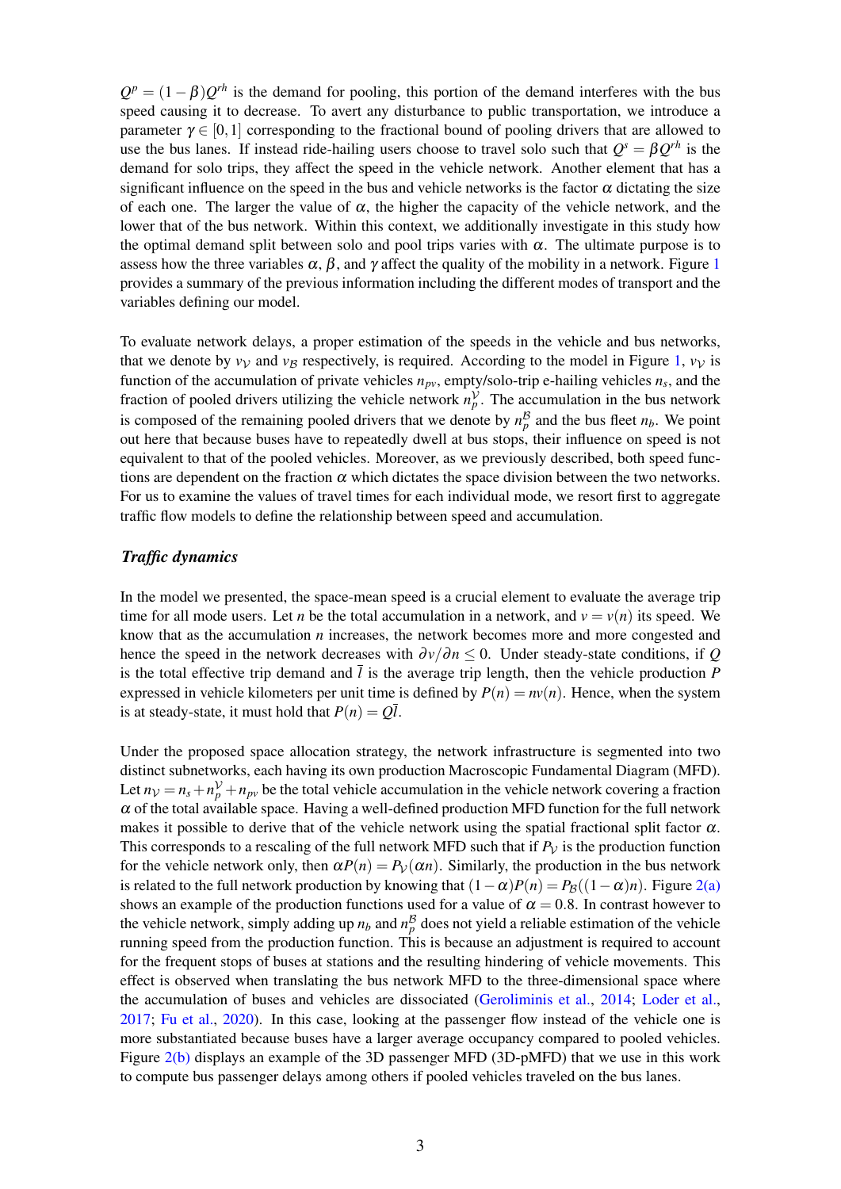$Q^p = (1-\beta)Q^{rh}$ is the demand for pooling, this portion of the demand interferes with the bus speed causing it to decrease. To avert any disturbance to public transportation, we introduce a parameter $\gamma \in [0,1]$ corresponding to the fractional bound of pooling drivers that are allowed to use the bus lanes. If instead ride-hailing users choose to travel solo such that $Q^s = \beta Q^{rh}$ is the demand for solo trips, they affect the speed in the vehicle network. Another element that has a significant influence on the speed in the bus and vehicle networks is the factor $\alpha$ dictating the size of each one. The larger the value of $\alpha$, the higher the capacity of the vehicle network, and the lower that of the bus network. Within this context, we additionally investigate in this study how the optimal demand split between solo and pool trips varies with $\alpha$. The ultimate purpose is to assess how the three variables $\alpha$, $\beta$, and $\gamma$ affect the quality of the mobility in a network. Figure 1 provides a summary of the previous information including the different modes of transport and the variables defining our model.

To evaluate network delays, a proper estimation of the speeds in the vehicle and bus networks, that we denote by $v_{\mathcal{V}}$ and $v_{\mathcal{B}}$ respectively, is required. According to the model in Figure 1, $v_{\mathcal{V}}$ is function of the accumulation of private vehicles $n_{pv}$, empty/solo-trip e-hailing vehicles $n_s$, and the fraction of pooled drivers utilizing the vehicle network $n_p^{\mathcal{V}}$. The accumulation in the bus network is composed of the remaining pooled drivers that we denote by $n_p^{\mathcal{B}}$ and the bus fleet $n_b$. We point out here that because buses have to repeatedly dwell at bus stops, their influence on speed is not equivalent to that of the pooled vehicles. Moreover, as we previously described, both speed functions are dependent on the fraction $\alpha$ which dictates the space division between the two networks. For us to examine the values of travel times for each individual mode, we resort first to aggregate traffic flow models to define the relationship between speed and accumulation.

### *Traffic dynamics*

In the model we presented, the space-mean speed is a crucial element to evaluate the average trip time for all mode users. Let $n$ be the total accumulation in a network, and $v = v(n)$ its speed. We know that as the accumulation $n$ increases, the network becomes more and more congested and hence the speed in the network decreases with $\partial v/\partial n \leq 0$. Under steady-state conditions, if $Q$ is the total effective trip demand and $\bar{l}$ is the average trip length, then the vehicle production $P$ expressed in vehicle kilometers per unit time is defined by $P(n) = nv(n)$. Hence, when the system is at steady-state, it must hold that $P(n) = Q\bar{l}$.

Under the proposed space allocation strategy, the network infrastructure is segmented into two distinct subnetworks, each having its own production Macroscopic Fundamental Diagram (MFD). Let $n_{\mathcal{V}} = n_s + n_p^{\mathcal{V}} + n_{pv}$ be the total vehicle accumulation in the vehicle network covering a fraction $\alpha$ of the total available space. Having a well-defined production MFD function for the full network makes it possible to derive that of the vehicle network using the spatial fractional split factor $\alpha$. This corresponds to a rescaling of the full network MFD such that if $P_{\mathcal{V}}$ is the production function for the vehicle network only, then $\alpha P(n) = P_{\mathcal{V}}(\alpha n)$. Similarly, the production in the bus network is related to the full network production by knowing that $(1-\alpha)P(n) = P_{\mathcal{B}}((1-\alpha)n)$. Figure 2(a) shows an example of the production functions used for a value of $\alpha = 0.8$. In contrast however to the vehicle network, simply adding up $n_b$ and $n_p^{\mathcal{B}}$ does not yield a reliable estimation of the vehicle running speed from the production function. This is because an adjustment is required to account for the frequent stops of buses at stations and the resulting hindering of vehicle movements. This effect is observed when translating the bus network MFD to the three-dimensional space where the accumulation of buses and vehicles are dissociated (Geroliminis et al., 2014; Loder et al., 2017; Fu et al., 2020). In this case, looking at the passenger flow instead of the vehicle one is more substantiated because buses have a larger average occupancy compared to pooled vehicles. Figure 2(b) displays an example of the 3D passenger MFD (3D-pMFD) that we use in this work to compute bus passenger delays among others if pooled vehicles traveled on the bus lanes.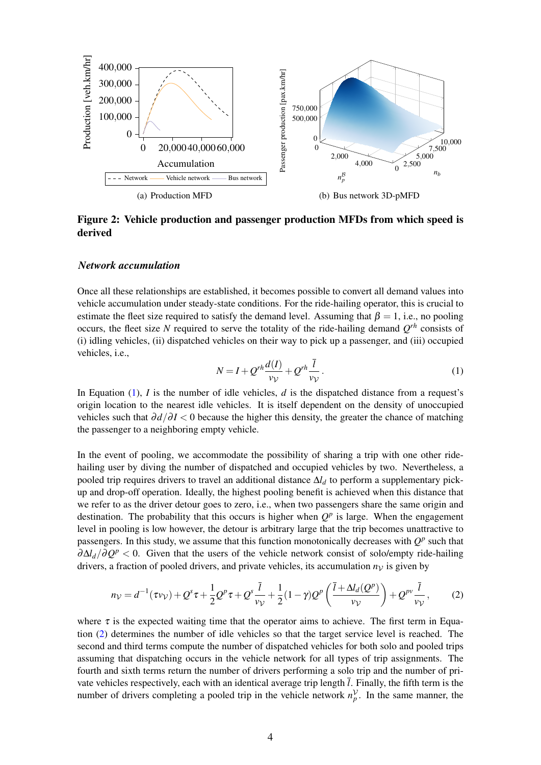(a) Production MFD

(b) Bus network 3D-pMFD

**Figure 2: Vehicle production and passenger production MFDs from which speed is derived**

### *Network accumulation*

Once all these relationships are established, it becomes possible to convert all demand values into vehicle accumulation under steady-state conditions. For the ride-hailing operator, this is crucial to estimate the fleet size required to satisfy the demand level. Assuming that $\beta = 1$, i.e., no pooling occurs, the fleet size $N$ required to serve the totality of the ride-hailing demand $Q^{rh}$ consists of (i) idling vehicles, (ii) dispatched vehicles on their way to pick up a passenger, and (iii) occupied vehicles, i.e.,

$$N = I + Q^{rh}\frac{d(I)}{v_{\mathcal{V}}} + Q^{rh}\frac{\bar{l}}{v_{\mathcal{V}}}. \tag{1}$$

In Equation (1), $I$ is the number of idle vehicles, $d$ is the dispatched distance from a request's origin location to the nearest idle vehicles. It is itself dependent on the density of unoccupied vehicles such that $\partial d/\partial I < 0$ because the higher this density, the greater the chance of matching the passenger to a neighboring empty vehicle.

In the event of pooling, we accommodate the possibility of sharing a trip with one other ride-hailing user by diving the number of dispatched and occupied vehicles by two. Nevertheless, a pooled trip requires drivers to travel an additional distance $\Delta l_d$ to perform a supplementary pick-up and drop-off operation. Ideally, the highest pooling benefit is achieved when this distance that we refer to as the driver detour goes to zero, i.e., when two passengers share the same origin and destination. The probability that this occurs is higher when $Q^p$ is large. When the engagement level in pooling is low however, the detour is arbitrary large that the trip becomes unattractive to passengers. In this study, we assume that this function monotonically decreases with $Q^p$ such that $\partial \Delta l_d/\partial Q^p < 0$. Given that the users of the vehicle network consist of solo/empty ride-hailing drivers, a fraction of pooled drivers, and private vehicles, its accumulation $n_{\mathcal{V}}$ is given by

$$n_{\mathcal{V}} = d^{-1}(\tau v_{\mathcal{V}}) + Q^s\tau + \frac{1}{2}Q^p\tau + Q^s\frac{\bar{l}}{v_{\mathcal{V}}} + \frac{1}{2}(1-\gamma)Q^p\left(\frac{\bar{l}+\Delta l_d(Q^p)}{v_{\mathcal{V}}}\right) + Q^{pv}\frac{\bar{l}}{v_{\mathcal{V}}}, \tag{2}$$

where $\tau$ is the expected waiting time that the operator aims to achieve. The first term in Equation (2) determines the number of idle vehicles so that the target service level is reached. The second and third terms compute the number of dispatched vehicles for both solo and pooled trips assuming that dispatching occurs in the vehicle network for all types of trip assignments. The fourth and sixth terms return the number of drivers performing a solo trip and the number of private vehicles respectively, each with an identical average trip length $\bar{l}$. Finally, the fifth term is the number of drivers completing a pooled trip in the vehicle network $n_p^{\mathcal{V}}$. In the same manner, the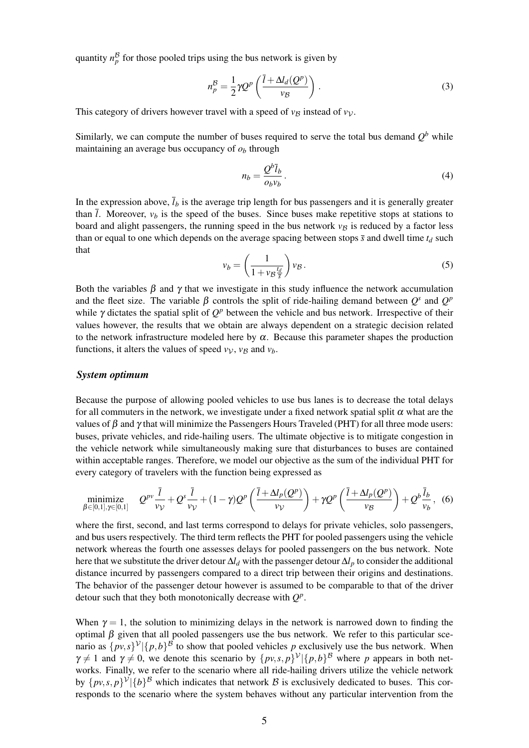quantity $n_p^{\mathcal{B}}$ for those pooled trips using the bus network is given by

$$n_p^{\mathcal{B}} = \frac{1}{2}\gamma Q^p \left(\frac{\bar{l} + \Delta l_d(Q^p)}{v_{\mathcal{B}}}\right). \tag{3}$$

This category of drivers however travel with a speed of $v_{\mathcal{B}}$ instead of $v_{\mathcal{V}}$.

Similarly, we can compute the number of buses required to serve the total bus demand $Q^b$ while maintaining an average bus occupancy of $o_b$ through

$$n_b = \frac{Q^b \bar{l}_b}{o_b v_b}. \tag{4}$$

In the expression above, $\bar{l}_b$ is the average trip length for bus passengers and it is generally greater than $\bar{l}$. Moreover, $v_b$ is the speed of the buses. Since buses make repetitive stops at stations to board and alight passengers, the running speed in the bus network $v_{\mathcal{B}}$ is reduced by a factor less than or equal to one which depends on the average spacing between stops $\bar{s}$ and dwell time $t_d$ such that

$$v_b = \left(\frac{1}{1 + v_{\mathcal{B}}\frac{t_d}{\bar{s}}}\right) v_{\mathcal{B}}. \tag{5}$$

Both the variables $\beta$ and $\gamma$ that we investigate in this study influence the network accumulation and the fleet size. The variable $\beta$ controls the split of ride-hailing demand between $Q^s$ and $Q^p$ while $\gamma$ dictates the spatial split of $Q^p$ between the vehicle and bus network. Irrespective of their values however, the results that we obtain are always dependent on a strategic decision related to the network infrastructure modeled here by $\alpha$. Because this parameter shapes the production functions, it alters the values of speed $v_{\mathcal{V}}$, $v_{\mathcal{B}}$ and $v_b$.

### *System optimum*

Because the purpose of allowing pooled vehicles to use bus lanes is to decrease the total delays for all commuters in the network, we investigate under a fixed network spatial split $\alpha$ what are the values of $\beta$ and $\gamma$ that will minimize the Passengers Hours Traveled (PHT) for all three mode users: buses, private vehicles, and ride-hailing users. The ultimate objective is to mitigate congestion in the vehicle network while simultaneously making sure that disturbances to buses are contained within acceptable ranges. Therefore, we model our objective as the sum of the individual PHT for every category of travelers with the function being expressed as

$$\underset{\beta\in[0,1],\gamma\in[0,1]}{\text{minimize}} \quad Q^{pv}\frac{\bar{l}}{v_{\mathcal{V}}} + Q^s\frac{\bar{l}}{v_{\mathcal{V}}} + (1-\gamma)Q^p\left(\frac{\bar{l} + \Delta l_p(Q^p)}{v_{\mathcal{V}}}\right) + \gamma Q^p\left(\frac{\bar{l} + \Delta l_p(Q^p)}{v_{\mathcal{B}}}\right) + Q^b\frac{\bar{l}_b}{v_b}, \tag{6}$$

where the first, second, and last terms correspond to delays for private vehicles, solo passengers, and bus users respectively. The third term reflects the PHT for pooled passengers using the vehicle network whereas the fourth one assesses delays for pooled passengers on the bus network. Note here that we substitute the driver detour $\Delta l_d$ with the passenger detour $\Delta l_p$ to consider the additional distance incurred by passengers compared to a direct trip between their origins and destinations. The behavior of the passenger detour however is assumed to be comparable to that of the driver detour such that they both monotonically decrease with $Q^p$.

When $\gamma = 1$, the solution to minimizing delays in the network is narrowed down to finding the optimal $\beta$ given that all pooled passengers use the bus network. We refer to this particular scenario as $\{pv, s\}^{\mathcal{V}}|\{p, b\}^{\mathcal{B}}$ to show that pooled vehicles $p$ exclusively use the bus network. When $\gamma \neq 1$ and $\gamma \neq 0$, we denote this scenario by $\{pv, s, p\}^{\mathcal{V}}|\{p, b\}^{\mathcal{B}}$ where $p$ appears in both networks. Finally, we refer to the scenario where all ride-hailing drivers utilize the vehicle network by $\{pv, s, p\}^{\mathcal{V}}|\{b\}^{\mathcal{B}}$ which indicates that network $\mathcal{B}$ is exclusively dedicated to buses. This corresponds to the scenario where the system behaves without any particular intervention from the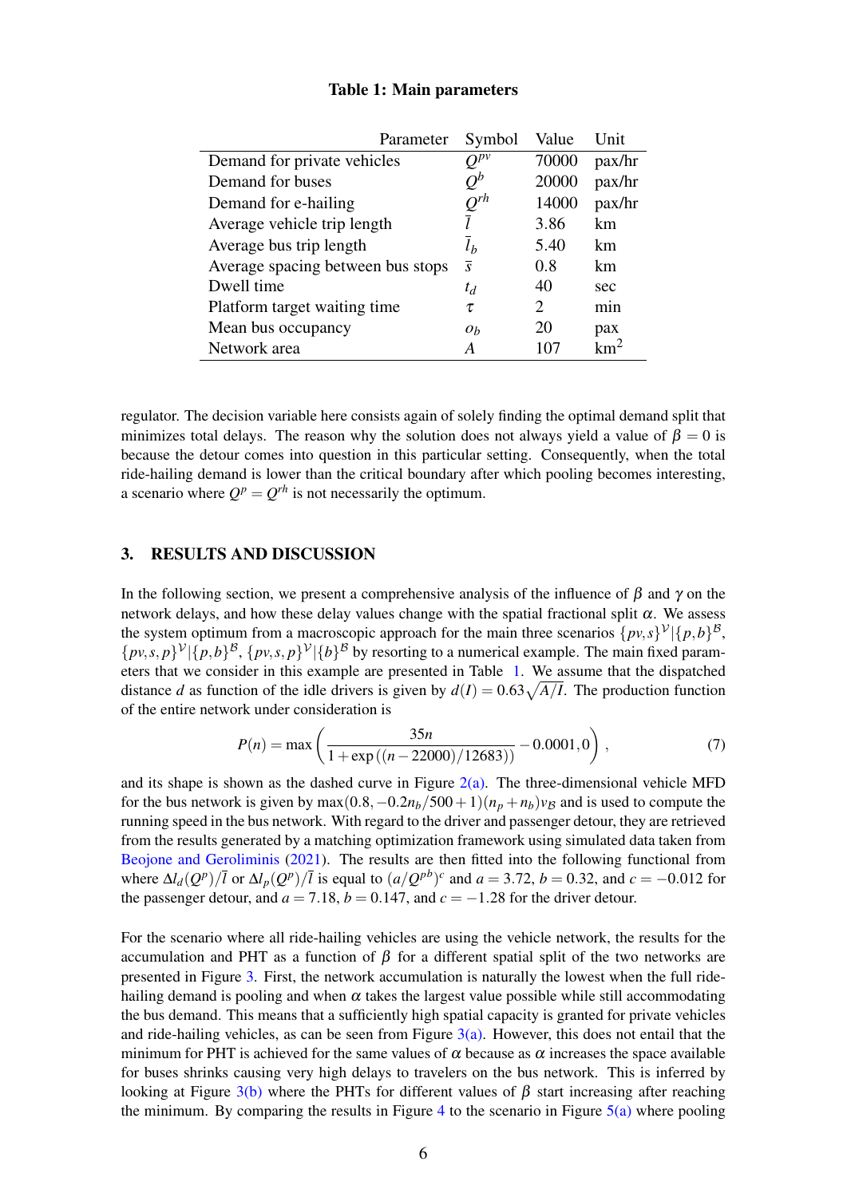**Table 1: Main parameters**

| Parameter | Symbol | Value | Unit |
|---|---|---|---|
| Demand for private vehicles | $Q^{pv}$ | 70000 | pax/hr |
| Demand for buses | $Q^{b}$ | 20000 | pax/hr |
| Demand for e-hailing | $Q^{rh}$ | 14000 | pax/hr |
| Average vehicle trip length | $\bar{l}$ | 3.86 | km |
| Average bus trip length | $\bar{l}_b$ | 5.40 | km |
| Average spacing between bus stops | $\bar{s}$ | 0.8 | km |
| Dwell time | $t_d$ | 40 | sec |
| Platform target waiting time | $\tau$ | 2 | min |
| Mean bus occupancy | $o_b$ | 20 | pax |
| Network area | $A$ | 107 | km$^2$ |

regulator. The decision variable here consists again of solely finding the optimal demand split that minimizes total delays. The reason why the solution does not always yield a value of $\beta = 0$ is because the detour comes into question in this particular setting. Consequently, when the total ride-hailing demand is lower than the critical boundary after which pooling becomes interesting, a scenario where $Q^p = Q^{rh}$ is not necessarily the optimum.

## 3. RESULTS AND DISCUSSION

In the following section, we present a comprehensive analysis of the influence of $\beta$ and $\gamma$ on the network delays, and how these delay values change with the spatial fractional split $\alpha$. We assess the system optimum from a macroscopic approach for the main three scenarios $\{pv,s\}^{\mathcal{V}}|\{p,b\}^{\mathcal{B}}$, $\{pv,s,p\}^{\mathcal{V}}|\{p,b\}^{\mathcal{B}}$, $\{pv,s,p\}^{\mathcal{V}}|\{b\}^{\mathcal{B}}$ by resorting to a numerical example. The main fixed parameters that we consider in this example are presented in Table 1. We assume that the dispatched distance $d$ as function of the idle drivers is given by $d(I) = 0.63\sqrt{A/I}$. The production function of the entire network under consideration is

$$P(n) = \max\left(\frac{35n}{1+\exp\left((n-22000)/12683\right)} - 0.0001, 0\right), \tag{7}$$

and its shape is shown as the dashed curve in Figure 2(a). The three-dimensional vehicle MFD for the bus network is given by $\max(0.8, -0.2n_b/500+1)(n_p+n_b)v_{\mathcal{B}}$ and is used to compute the running speed in the bus network. With regard to the driver and passenger detour, they are retrieved from the results generated by a matching optimization framework using simulated data taken from Beojone and Geroliminis (2021). The results are then fitted into the following functional from where $\Delta l_d(Q^p)/\bar{l}$ or $\Delta l_p(Q^p)/\bar{l}$ is equal to $(a/Q^{pb})^c$ and $a = 3.72$, $b = 0.32$, and $c = -0.012$ for the passenger detour, and $a = 7.18$, $b = 0.147$, and $c = -1.28$ for the driver detour.

For the scenario where all ride-hailing vehicles are using the vehicle network, the results for the accumulation and PHT as a function of $\beta$ for a different spatial split of the two networks are presented in Figure 3. First, the network accumulation is naturally the lowest when the full ride-hailing demand is pooling and when $\alpha$ takes the largest value possible while still accommodating the bus demand. This means that a sufficiently high spatial capacity is granted for private vehicles and ride-hailing vehicles, as can be seen from Figure 3(a). However, this does not entail that the minimum for PHT is achieved for the same values of $\alpha$ because as $\alpha$ increases the space available for buses shrinks causing very high delays to travelers on the bus network. This is inferred by looking at Figure 3(b) where the PHTs for different values of $\beta$ start increasing after reaching the minimum. By comparing the results in Figure 4 to the scenario in Figure 5(a) where pooling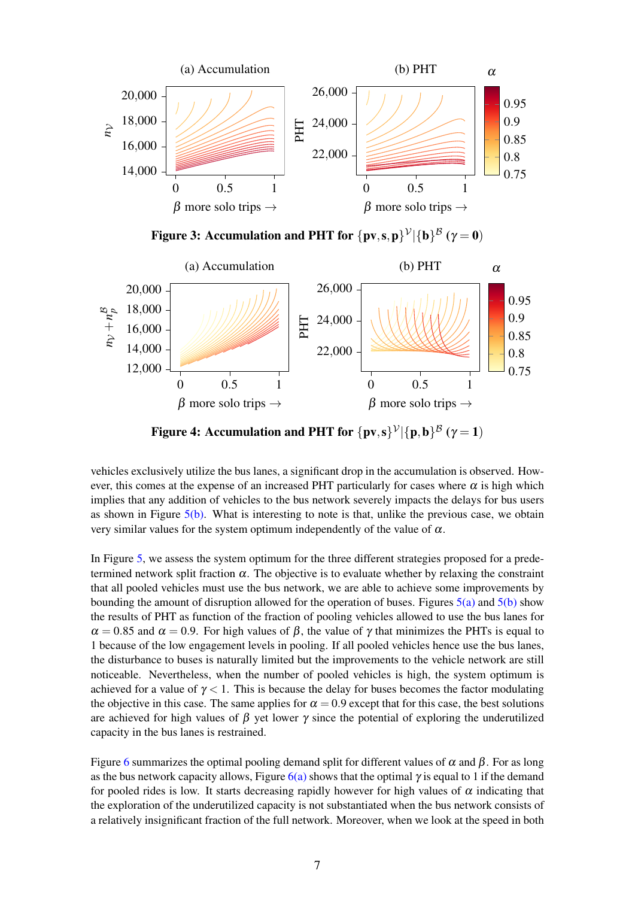**Figure 3: Accumulation and PHT for $\{\mathbf{pv}, \mathbf{s}, \mathbf{p}\}^{\mathcal{V}} | \{\mathbf{b}\}^{\mathcal{B}}$ ($\gamma = \mathbf{0}$)**

**Figure 4: Accumulation and PHT for $\{\mathbf{pv}, \mathbf{s}\}^{\mathcal{V}} | \{\mathbf{p}, \mathbf{b}\}^{\mathcal{B}}$ ($\gamma = \mathbf{1}$)**

vehicles exclusively utilize the bus lanes, a significant drop in the accumulation is observed. However, this comes at the expense of an increased PHT particularly for cases where $\alpha$ is high which implies that any addition of vehicles to the bus network severely impacts the delays for bus users as shown in Figure 5(b). What is interesting to note is that, unlike the previous case, we obtain very similar values for the system optimum independently of the value of $\alpha$.

In Figure 5, we assess the system optimum for the three different strategies proposed for a predetermined network split fraction $\alpha$. The objective is to evaluate whether by relaxing the constraint that all pooled vehicles must use the bus network, we are able to achieve some improvements by bounding the amount of disruption allowed for the operation of buses. Figures 5(a) and 5(b) show the results of PHT as function of the fraction of pooling vehicles allowed to use the bus lanes for $\alpha = 0.85$ and $\alpha = 0.9$. For high values of $\beta$, the value of $\gamma$ that minimizes the PHTs is equal to 1 because of the low engagement levels in pooling. If all pooled vehicles hence use the bus lanes, the disturbance to buses is naturally limited but the improvements to the vehicle network are still noticeable. Nevertheless, when the number of pooled vehicles is high, the system optimum is achieved for a value of $\gamma < 1$. This is because the delay for buses becomes the factor modulating the objective in this case. The same applies for $\alpha = 0.9$ except that for this case, the best solutions are achieved for high values of $\beta$ yet lower $\gamma$ since the potential of exploring the underutilized capacity in the bus lanes is restrained.

Figure 6 summarizes the optimal pooling demand split for different values of $\alpha$ and $\beta$. For as long as the bus network capacity allows, Figure 6(a) shows that the optimal $\gamma$ is equal to 1 if the demand for pooled rides is low. It starts decreasing rapidly however for high values of $\alpha$ indicating that the exploration of the underutilized capacity is not substantiated when the bus network consists of a relatively insignificant fraction of the full network. Moreover, when we look at the speed in both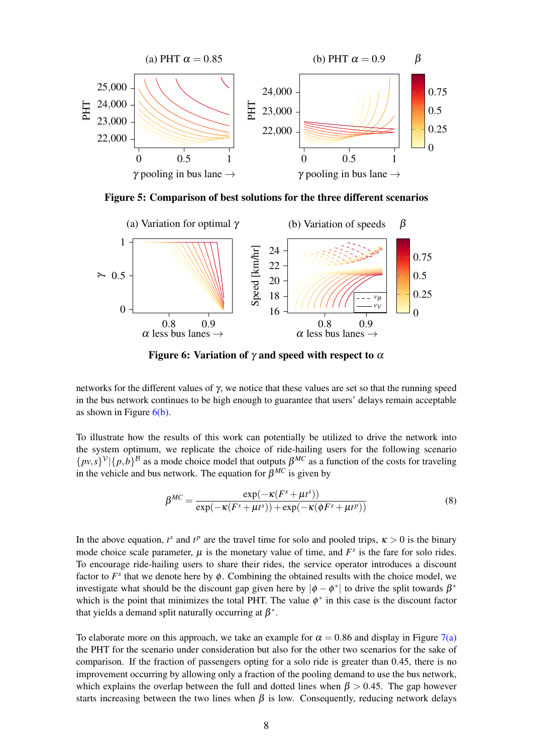**Figure 5: Comparison of best solutions for the three different scenarios**

**Figure 6: Variation of $\gamma$ and speed with respect to $\alpha$**

networks for the different values of $\gamma$, we notice that these values are set so that the running speed in the bus network continues to be high enough to guarantee that users' delays remain acceptable as shown in Figure 6(b).

To illustrate how the results of this work can potentially be utilized to drive the network into the system optimum, we replicate the choice of ride-hailing users for the following scenario $\{pv,s\}^{\mathcal{V}}|\{p,b\}^{\mathcal{B}}$ as a mode choice model that outputs $\beta^{MC}$ as a function of the costs for traveling in the vehicle and bus network. The equation for $\beta^{MC}$ is given by

$$\beta^{MC} = \frac{\exp(-\kappa(F^s + \mu t^s))}{\exp(-\kappa(F^s + \mu t^s)) + \exp(-\kappa(\phi F^s + \mu t^p))} \tag{8}$$

In the above equation, $t^s$ and $t^p$ are the travel time for solo and pooled trips, $\kappa > 0$ is the binary mode choice scale parameter, $\mu$ is the monetary value of time, and $F^s$ is the fare for solo rides. To encourage ride-hailing users to share their rides, the service operator introduces a discount factor to $F^s$ that we denote here by $\phi$. Combining the obtained results with the choice model, we investigate what should be the discount gap given here by $|\phi - \phi^*|$ to drive the split towards $\beta^*$ which is the point that minimizes the total PHT. The value $\phi^*$ in this case is the discount factor that yields a demand split naturally occurring at $\beta^*$.

To elaborate more on this approach, we take an example for $\alpha = 0.86$ and display in Figure 7(a) the PHT for the scenario under consideration but also for the other two scenarios for the sake of comparison. If the fraction of passengers opting for a solo ride is greater than 0.45, there is no improvement occurring by allowing only a fraction of the pooling demand to use the bus network, which explains the overlap between the full and dotted lines when $\beta > 0.45$. The gap however starts increasing between the two lines when $\beta$ is low. Consequently, reducing network delays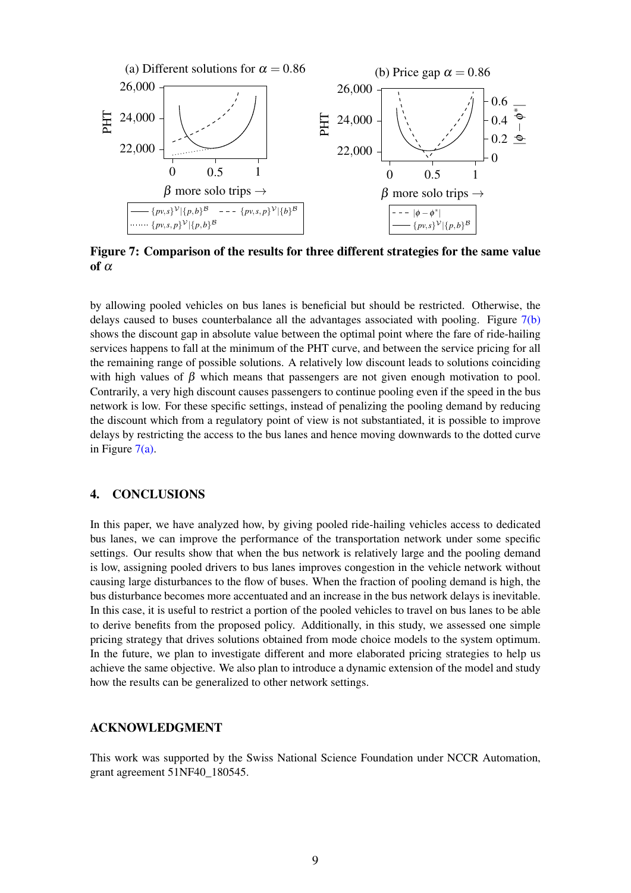**Figure 7: Comparison of the results for three different strategies for the same value of $\alpha$**

by allowing pooled vehicles on bus lanes is beneficial but should be restricted. Otherwise, the delays caused to buses counterbalance all the advantages associated with pooling. Figure 7(b) shows the discount gap in absolute value between the optimal point where the fare of ride-hailing services happens to fall at the minimum of the PHT curve, and between the service pricing for all the remaining range of possible solutions. A relatively low discount leads to solutions coinciding with high values of $\beta$ which means that passengers are not given enough motivation to pool. Contrarily, a very high discount causes passengers to continue pooling even if the speed in the bus network is low. For these specific settings, instead of penalizing the pooling demand by reducing the discount which from a regulatory point of view is not substantiated, it is possible to improve delays by restricting the access to the bus lanes and hence moving downwards to the dotted curve in Figure 7(a).

## 4. CONCLUSIONS

In this paper, we have analyzed how, by giving pooled ride-hailing vehicles access to dedicated bus lanes, we can improve the performance of the transportation network under some specific settings. Our results show that when the bus network is relatively large and the pooling demand is low, assigning pooled drivers to bus lanes improves congestion in the vehicle network without causing large disturbances to the flow of buses. When the fraction of pooling demand is high, the bus disturbance becomes more accentuated and an increase in the bus network delays is inevitable. In this case, it is useful to restrict a portion of the pooled vehicles to travel on bus lanes to be able to derive benefits from the proposed policy. Additionally, in this study, we assessed one simple pricing strategy that drives solutions obtained from mode choice models to the system optimum. In the future, we plan to investigate different and more elaborated pricing strategies to help us achieve the same objective. We also plan to introduce a dynamic extension of the model and study how the results can be generalized to other network settings.

## ACKNOWLEDGMENT

This work was supported by the Swiss National Science Foundation under NCCR Automation, grant agreement 51NF40_180545.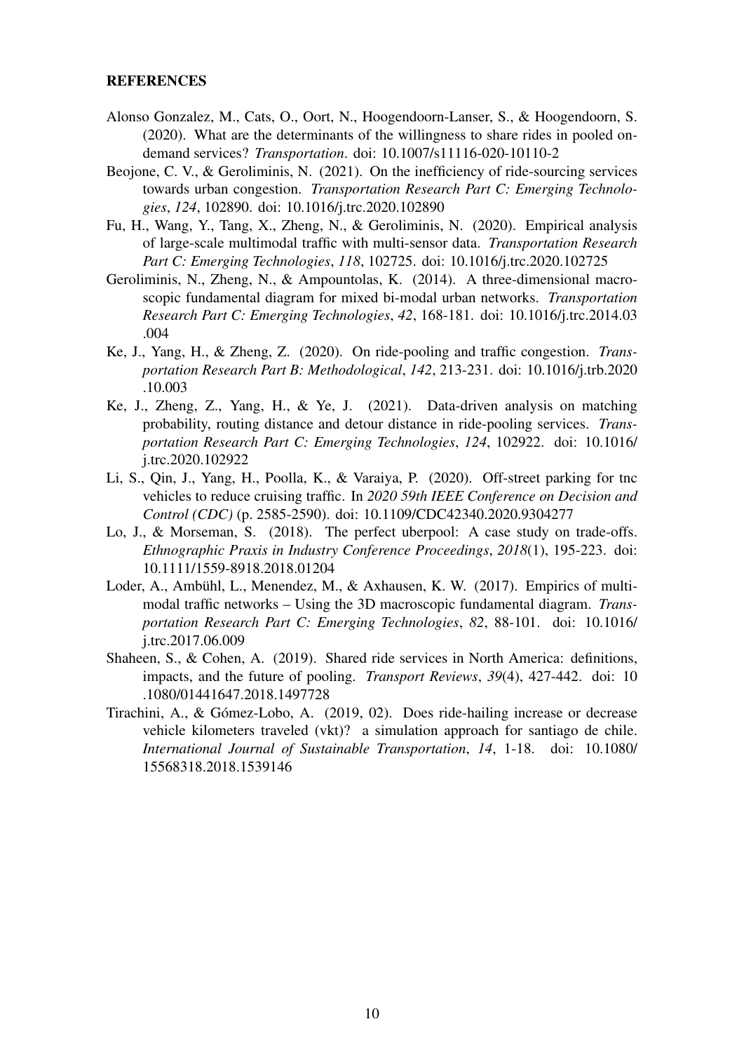## REFERENCES

Alonso Gonzalez, M., Cats, O., Oort, N., Hoogendoorn-Lanser, S., & Hoogendoorn, S. (2020). What are the determinants of the willingness to share rides in pooled on-demand services? *Transportation*. doi: 10.1007/s11116-020-10110-2

Beojone, C. V., & Geroliminis, N. (2021). On the inefficiency of ride-sourcing services towards urban congestion. *Transportation Research Part C: Emerging Technologies*, *124*, 102890. doi: 10.1016/j.trc.2020.102890

Fu, H., Wang, Y., Tang, X., Zheng, N., & Geroliminis, N. (2020). Empirical analysis of large-scale multimodal traffic with multi-sensor data. *Transportation Research Part C: Emerging Technologies*, *118*, 102725. doi: 10.1016/j.trc.2020.102725

Geroliminis, N., Zheng, N., & Ampountolas, K. (2014). A three-dimensional macroscopic fundamental diagram for mixed bi-modal urban networks. *Transportation Research Part C: Emerging Technologies*, *42*, 168-181. doi: 10.1016/j.trc.2014.03.004

Ke, J., Yang, H., & Zheng, Z. (2020). On ride-pooling and traffic congestion. *Transportation Research Part B: Methodological*, *142*, 213-231. doi: 10.1016/j.trb.2020.10.003

Ke, J., Zheng, Z., Yang, H., & Ye, J. (2021). Data-driven analysis on matching probability, routing distance and detour distance in ride-pooling services. *Transportation Research Part C: Emerging Technologies*, *124*, 102922. doi: 10.1016/j.trc.2020.102922

Li, S., Qin, J., Yang, H., Poolla, K., & Varaiya, P. (2020). Off-street parking for tnc vehicles to reduce cruising traffic. In *2020 59th IEEE Conference on Decision and Control (CDC)* (p. 2585-2590). doi: 10.1109/CDC42340.2020.9304277

Lo, J., & Morseman, S. (2018). The perfect uberpool: A case study on trade-offs. *Ethnographic Praxis in Industry Conference Proceedings*, *2018*(1), 195-223. doi: 10.1111/1559-8918.2018.01204

Loder, A., Ambühl, L., Menendez, M., & Axhausen, K. W. (2017). Empirics of multimodal traffic networks – Using the 3D macroscopic fundamental diagram. *Transportation Research Part C: Emerging Technologies*, *82*, 88-101. doi: 10.1016/j.trc.2017.06.009

Shaheen, S., & Cohen, A. (2019). Shared ride services in North America: definitions, impacts, and the future of pooling. *Transport Reviews*, *39*(4), 427-442. doi: 10.1080/01441647.2018.1497728

Tirachini, A., & Gómez-Lobo, A. (2019, 02). Does ride-hailing increase or decrease vehicle kilometers traveled (vkt)? a simulation approach for santiago de chile. *International Journal of Sustainable Transportation*, *14*, 1-18. doi: 10.1080/15568318.2018.1539146